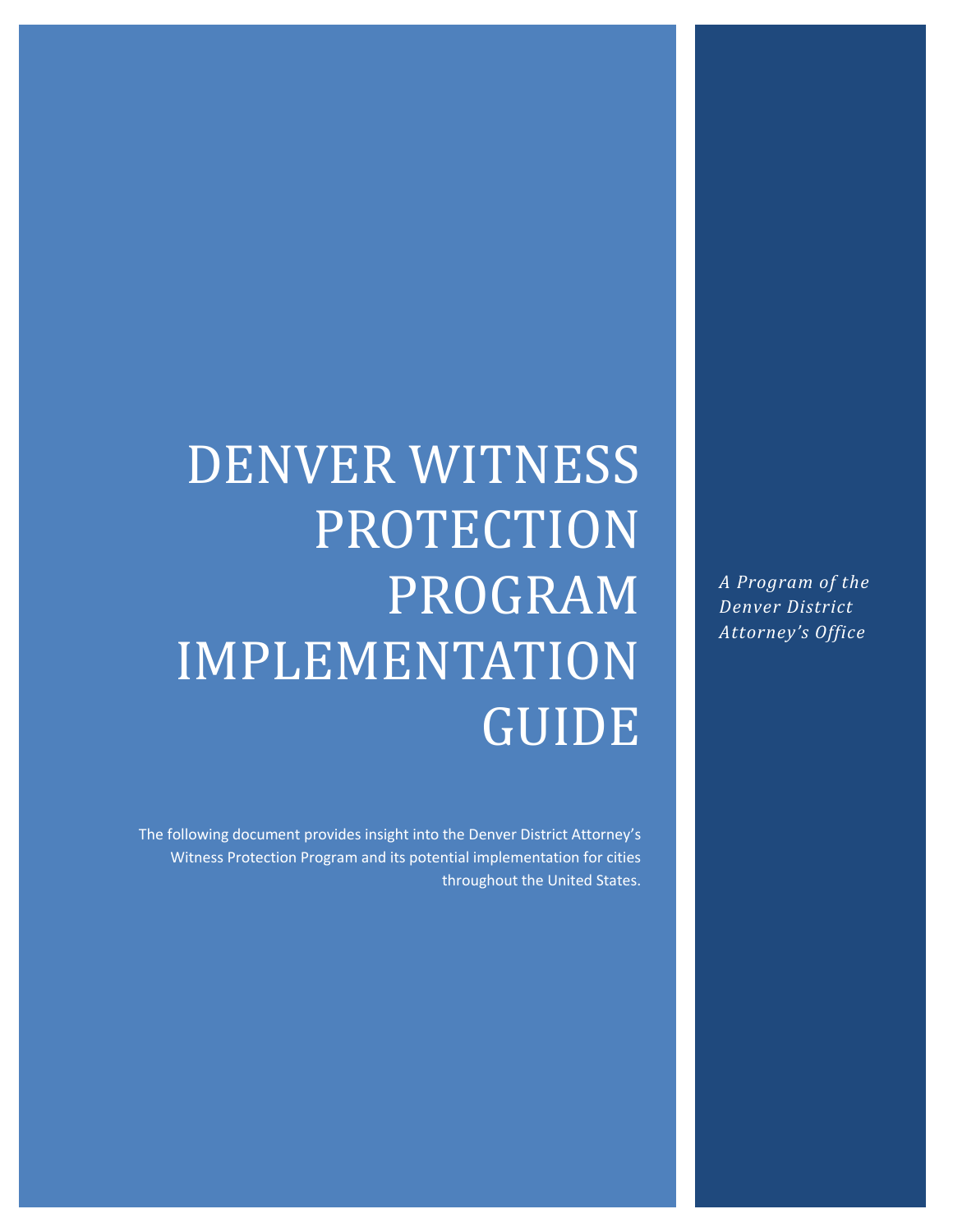# DENVER WITNESS PROTECTION PROGRAM IMPLEMENTATION GUIDE

The following document provides insight into the Denver District Attorney's Witness Protection Program and its potential implementation for cities throughout the United States.

*A Program of the Denver District Attorney's Office*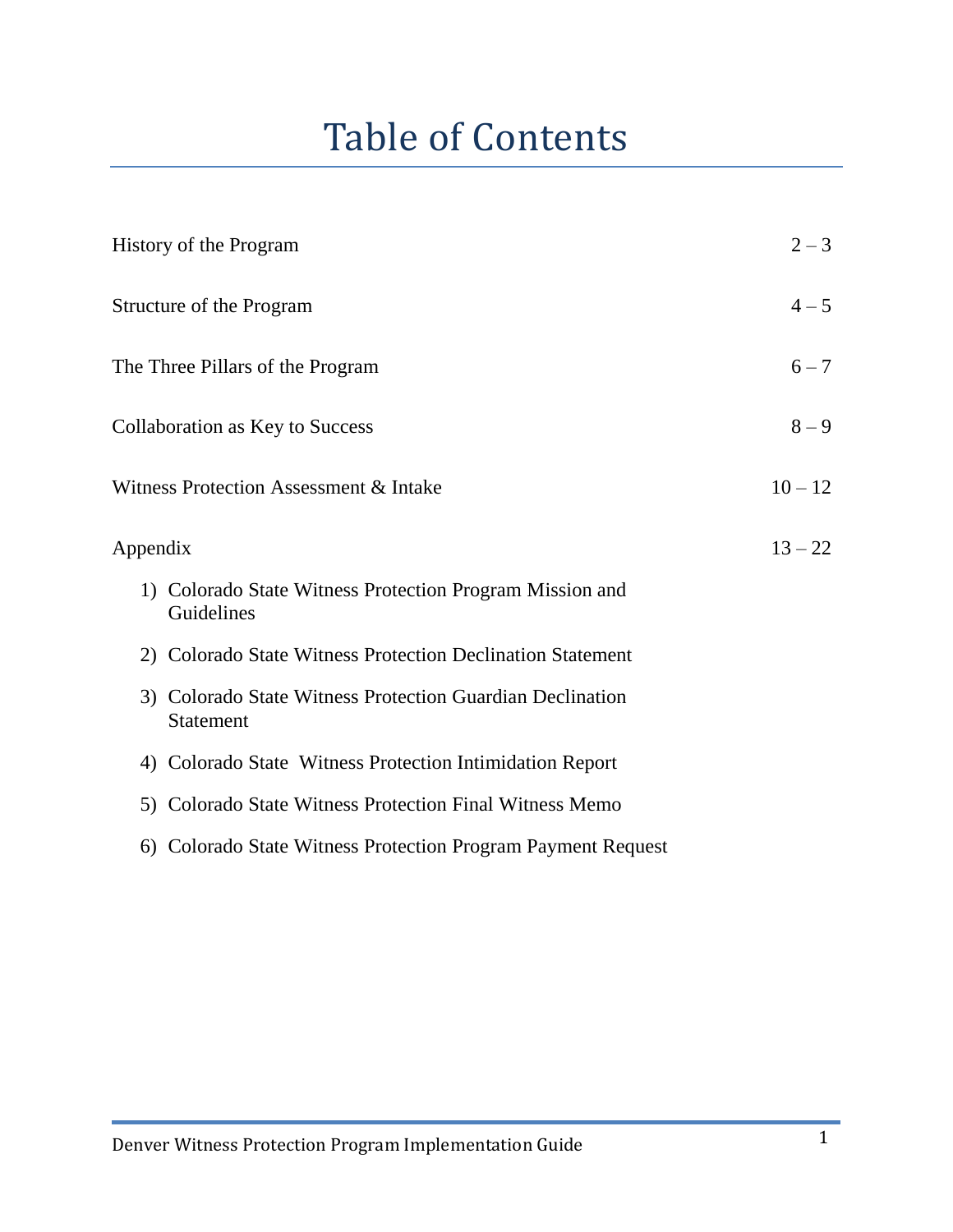# Table of Contents

| | |
|---|---|
| History of the Program | 2 – 3 |
| Structure of the Program | 4 – 5 |
| The Three Pillars of the Program | 6 – 7 |
| Collaboration as Key to Success | 8 – 9 |
| Witness Protection Assessment & Intake | 10 – 12 |
| Appendix | 13 – 22 |

1) Colorado State Witness Protection Program Mission and Guidelines
2) Colorado State Witness Protection Declination Statement
3) Colorado State Witness Protection Guardian Declination Statement
4) Colorado State Witness Protection Intimidation Report
5) Colorado State Witness Protection Final Witness Memo
6) Colorado State Witness Protection Program Payment Request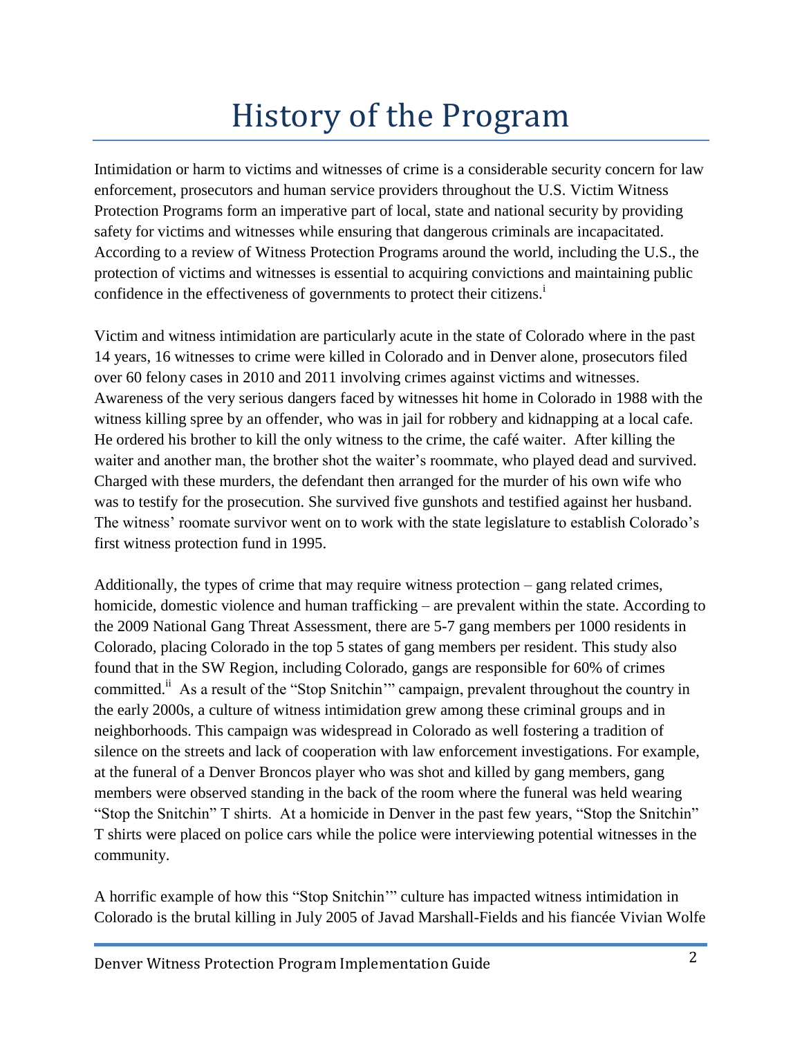# History of the Program

Intimidation or harm to victims and witnesses of crime is a considerable security concern for law enforcement, prosecutors and human service providers throughout the U.S. Victim Witness Protection Programs form an imperative part of local, state and national security by providing safety for victims and witnesses while ensuring that dangerous criminals are incapacitated. According to a review of Witness Protection Programs around the world, including the U.S., the protection of victims and witnesses is essential to acquiring convictions and maintaining public confidence in the effectiveness of governments to protect their citizens.[i]

Victim and witness intimidation are particularly acute in the state of Colorado where in the past 14 years, 16 witnesses to crime were killed in Colorado and in Denver alone, prosecutors filed over 60 felony cases in 2010 and 2011 involving crimes against victims and witnesses. Awareness of the very serious dangers faced by witnesses hit home in Colorado in 1988 with the witness killing spree by an offender, who was in jail for robbery and kidnapping at a local cafe. He ordered his brother to kill the only witness to the crime, the café waiter. After killing the waiter and another man, the brother shot the waiter's roommate, who played dead and survived. Charged with these murders, the defendant then arranged for the murder of his own wife who was to testify for the prosecution. She survived five gunshots and testified against her husband. The witness' roomate survivor went on to work with the state legislature to establish Colorado's first witness protection fund in 1995.

Additionally, the types of crime that may require witness protection – gang related crimes, homicide, domestic violence and human trafficking – are prevalent within the state. According to the 2009 National Gang Threat Assessment, there are 5-7 gang members per 1000 residents in Colorado, placing Colorado in the top 5 states of gang members per resident. This study also found that in the SW Region, including Colorado, gangs are responsible for 60% of crimes committed.[ii] As a result of the "Stop Snitchin'" campaign, prevalent throughout the country in the early 2000s, a culture of witness intimidation grew among these criminal groups and in neighborhoods. This campaign was widespread in Colorado as well fostering a tradition of silence on the streets and lack of cooperation with law enforcement investigations. For example, at the funeral of a Denver Broncos player who was shot and killed by gang members, gang members were observed standing in the back of the room where the funeral was held wearing "Stop the Snitchin" T shirts. At a homicide in Denver in the past few years, "Stop the Snitchin" T shirts were placed on police cars while the police were interviewing potential witnesses in the community.

A horrific example of how this "Stop Snitchin'" culture has impacted witness intimidation in Colorado is the brutal killing in July 2005 of Javad Marshall-Fields and his fiancée Vivian Wolfe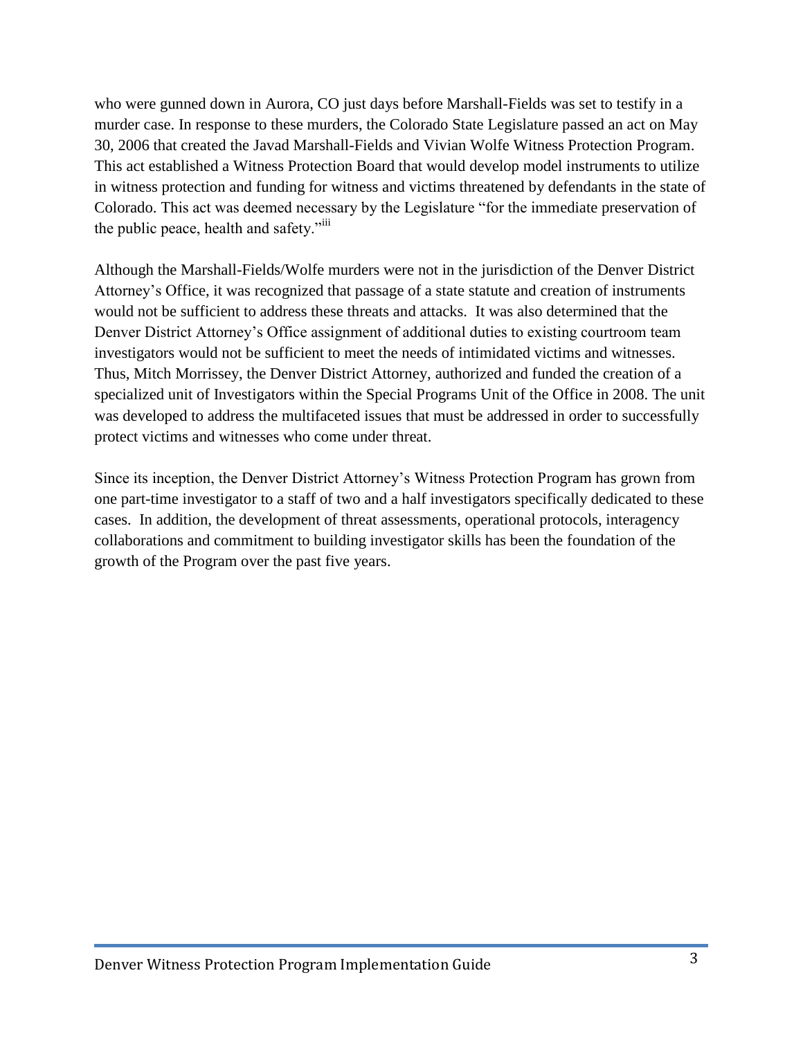who were gunned down in Aurora, CO just days before Marshall-Fields was set to testify in a murder case. In response to these murders, the Colorado State Legislature passed an act on May 30, 2006 that created the Javad Marshall-Fields and Vivian Wolfe Witness Protection Program. This act established a Witness Protection Board that would develop model instruments to utilize in witness protection and funding for witness and victims threatened by defendants in the state of Colorado. This act was deemed necessary by the Legislature "for the immediate preservation of the public peace, health and safety."[iii]

Although the Marshall-Fields/Wolfe murders were not in the jurisdiction of the Denver District Attorney's Office, it was recognized that passage of a state statute and creation of instruments would not be sufficient to address these threats and attacks. It was also determined that the Denver District Attorney's Office assignment of additional duties to existing courtroom team investigators would not be sufficient to meet the needs of intimidated victims and witnesses. Thus, Mitch Morrissey, the Denver District Attorney, authorized and funded the creation of a specialized unit of Investigators within the Special Programs Unit of the Office in 2008. The unit was developed to address the multifaceted issues that must be addressed in order to successfully protect victims and witnesses who come under threat.

Since its inception, the Denver District Attorney's Witness Protection Program has grown from one part-time investigator to a staff of two and a half investigators specifically dedicated to these cases. In addition, the development of threat assessments, operational protocols, interagency collaborations and commitment to building investigator skills has been the foundation of the growth of the Program over the past five years.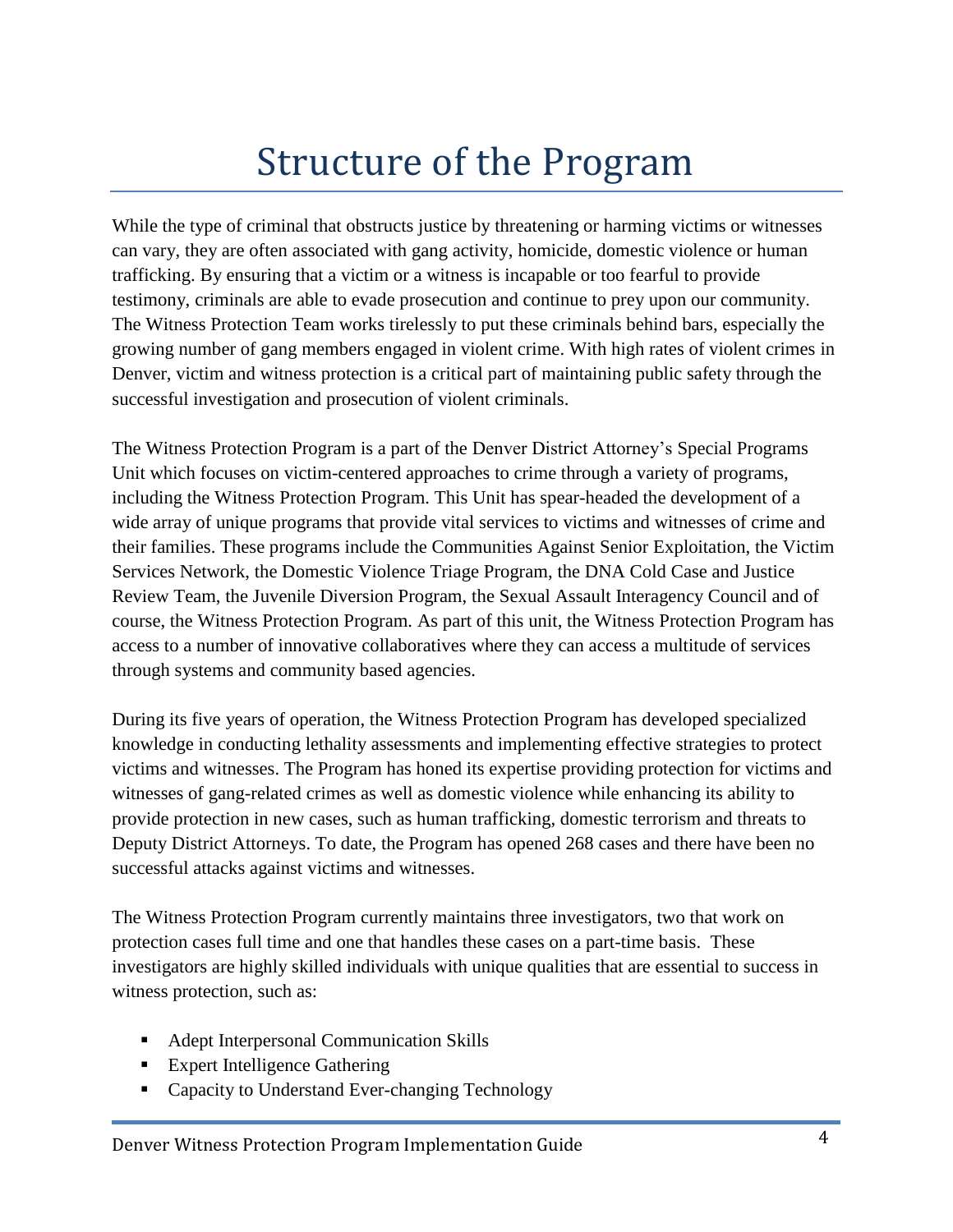# Structure of the Program

While the type of criminal that obstructs justice by threatening or harming victims or witnesses can vary, they are often associated with gang activity, homicide, domestic violence or human trafficking. By ensuring that a victim or a witness is incapable or too fearful to provide testimony, criminals are able to evade prosecution and continue to prey upon our community. The Witness Protection Team works tirelessly to put these criminals behind bars, especially the growing number of gang members engaged in violent crime. With high rates of violent crimes in Denver, victim and witness protection is a critical part of maintaining public safety through the successful investigation and prosecution of violent criminals.

The Witness Protection Program is a part of the Denver District Attorney's Special Programs Unit which focuses on victim-centered approaches to crime through a variety of programs, including the Witness Protection Program. This Unit has spear-headed the development of a wide array of unique programs that provide vital services to victims and witnesses of crime and their families. These programs include the Communities Against Senior Exploitation, the Victim Services Network, the Domestic Violence Triage Program, the DNA Cold Case and Justice Review Team, the Juvenile Diversion Program, the Sexual Assault Interagency Council and of course, the Witness Protection Program. As part of this unit, the Witness Protection Program has access to a number of innovative collaboratives where they can access a multitude of services through systems and community based agencies.

During its five years of operation, the Witness Protection Program has developed specialized knowledge in conducting lethality assessments and implementing effective strategies to protect victims and witnesses. The Program has honed its expertise providing protection for victims and witnesses of gang-related crimes as well as domestic violence while enhancing its ability to provide protection in new cases, such as human trafficking, domestic terrorism and threats to Deputy District Attorneys. To date, the Program has opened 268 cases and there have been no successful attacks against victims and witnesses.

The Witness Protection Program currently maintains three investigators, two that work on protection cases full time and one that handles these cases on a part-time basis. These investigators are highly skilled individuals with unique qualities that are essential to success in witness protection, such as:

- Adept Interpersonal Communication Skills
- Expert Intelligence Gathering
- Capacity to Understand Ever-changing Technology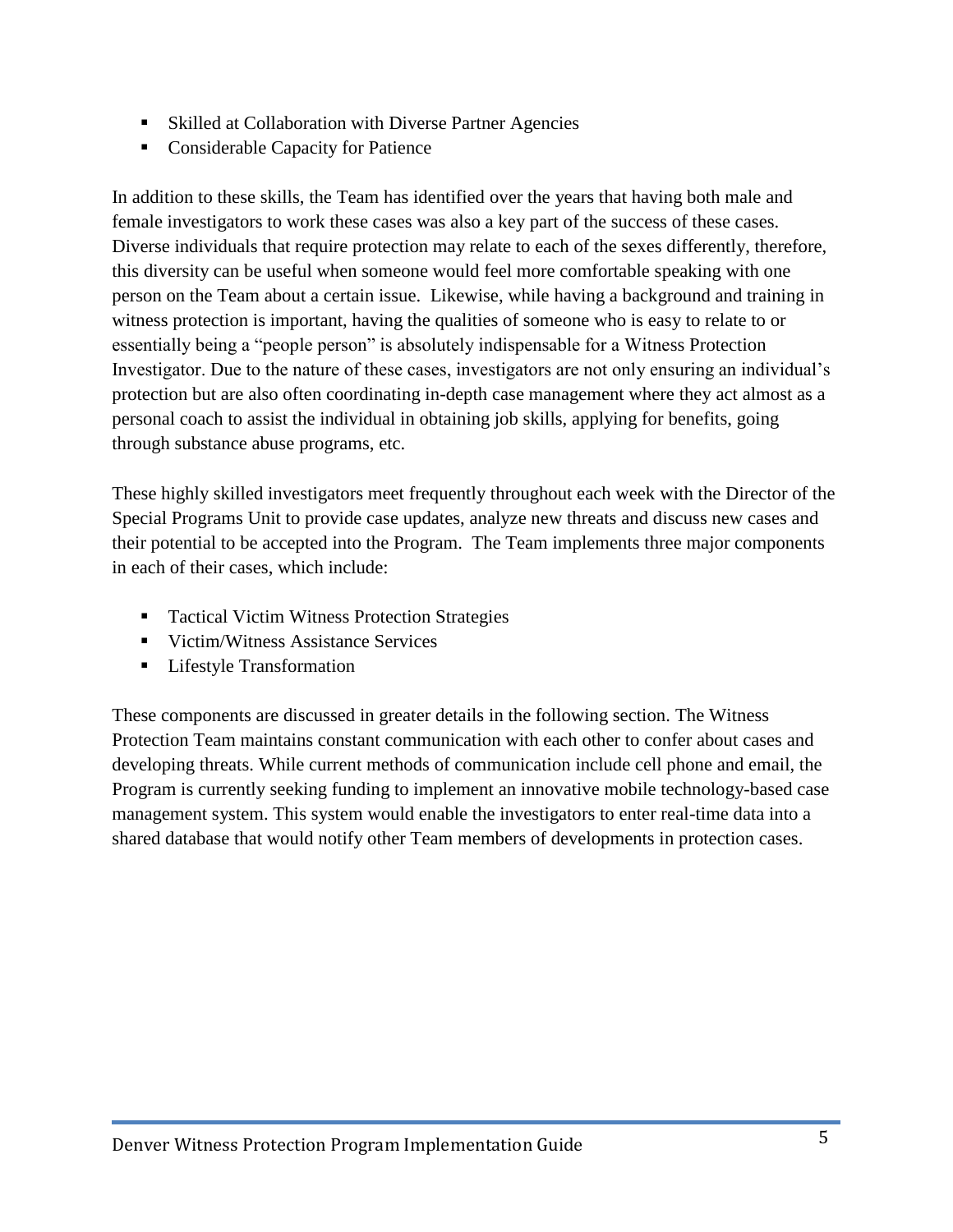- Skilled at Collaboration with Diverse Partner Agencies
- Considerable Capacity for Patience

In addition to these skills, the Team has identified over the years that having both male and female investigators to work these cases was also a key part of the success of these cases. Diverse individuals that require protection may relate to each of the sexes differently, therefore, this diversity can be useful when someone would feel more comfortable speaking with one person on the Team about a certain issue. Likewise, while having a background and training in witness protection is important, having the qualities of someone who is easy to relate to or essentially being a "people person" is absolutely indispensable for a Witness Protection Investigator. Due to the nature of these cases, investigators are not only ensuring an individual's protection but are also often coordinating in-depth case management where they act almost as a personal coach to assist the individual in obtaining job skills, applying for benefits, going through substance abuse programs, etc.

These highly skilled investigators meet frequently throughout each week with the Director of the Special Programs Unit to provide case updates, analyze new threats and discuss new cases and their potential to be accepted into the Program. The Team implements three major components in each of their cases, which include:

- Tactical Victim Witness Protection Strategies
- Victim/Witness Assistance Services
- Lifestyle Transformation

These components are discussed in greater details in the following section. The Witness Protection Team maintains constant communication with each other to confer about cases and developing threats. While current methods of communication include cell phone and email, the Program is currently seeking funding to implement an innovative mobile technology-based case management system. This system would enable the investigators to enter real-time data into a shared database that would notify other Team members of developments in protection cases.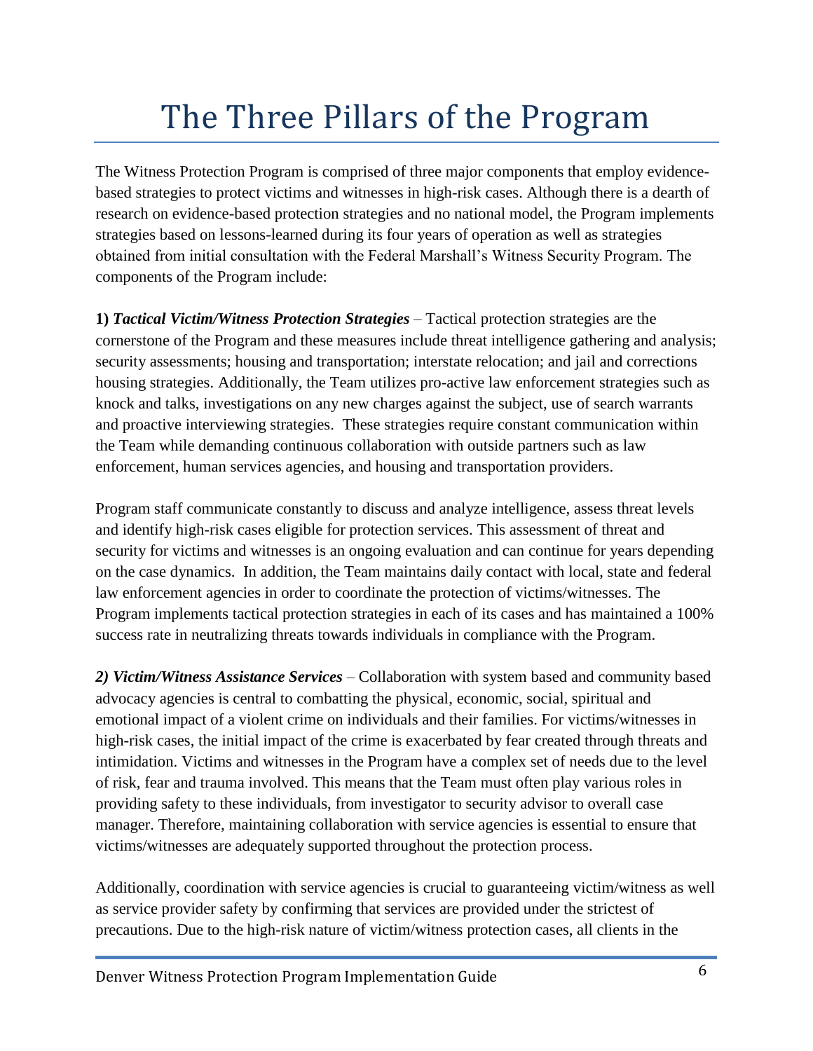# The Three Pillars of the Program

The Witness Protection Program is comprised of three major components that employ evidence-based strategies to protect victims and witnesses in high-risk cases. Although there is a dearth of research on evidence-based protection strategies and no national model, the Program implements strategies based on lessons-learned during its four years of operation as well as strategies obtained from initial consultation with the Federal Marshall's Witness Security Program. The components of the Program include:

**1)** ***Tactical Victim/Witness Protection Strategies*** – Tactical protection strategies are the cornerstone of the Program and these measures include threat intelligence gathering and analysis; security assessments; housing and transportation; interstate relocation; and jail and corrections housing strategies. Additionally, the Team utilizes pro-active law enforcement strategies such as knock and talks, investigations on any new charges against the subject, use of search warrants and proactive interviewing strategies. These strategies require constant communication within the Team while demanding continuous collaboration with outside partners such as law enforcement, human services agencies, and housing and transportation providers.

Program staff communicate constantly to discuss and analyze intelligence, assess threat levels and identify high-risk cases eligible for protection services. This assessment of threat and security for victims and witnesses is an ongoing evaluation and can continue for years depending on the case dynamics. In addition, the Team maintains daily contact with local, state and federal law enforcement agencies in order to coordinate the protection of victims/witnesses. The Program implements tactical protection strategies in each of its cases and has maintained a 100% success rate in neutralizing threats towards individuals in compliance with the Program.

***2) Victim/Witness Assistance Services*** – Collaboration with system based and community based advocacy agencies is central to combatting the physical, economic, social, spiritual and emotional impact of a violent crime on individuals and their families. For victims/witnesses in high-risk cases, the initial impact of the crime is exacerbated by fear created through threats and intimidation. Victims and witnesses in the Program have a complex set of needs due to the level of risk, fear and trauma involved. This means that the Team must often play various roles in providing safety to these individuals, from investigator to security advisor to overall case manager. Therefore, maintaining collaboration with service agencies is essential to ensure that victims/witnesses are adequately supported throughout the protection process.

Additionally, coordination with service agencies is crucial to guaranteeing victim/witness as well as service provider safety by confirming that services are provided under the strictest of precautions. Due to the high-risk nature of victim/witness protection cases, all clients in the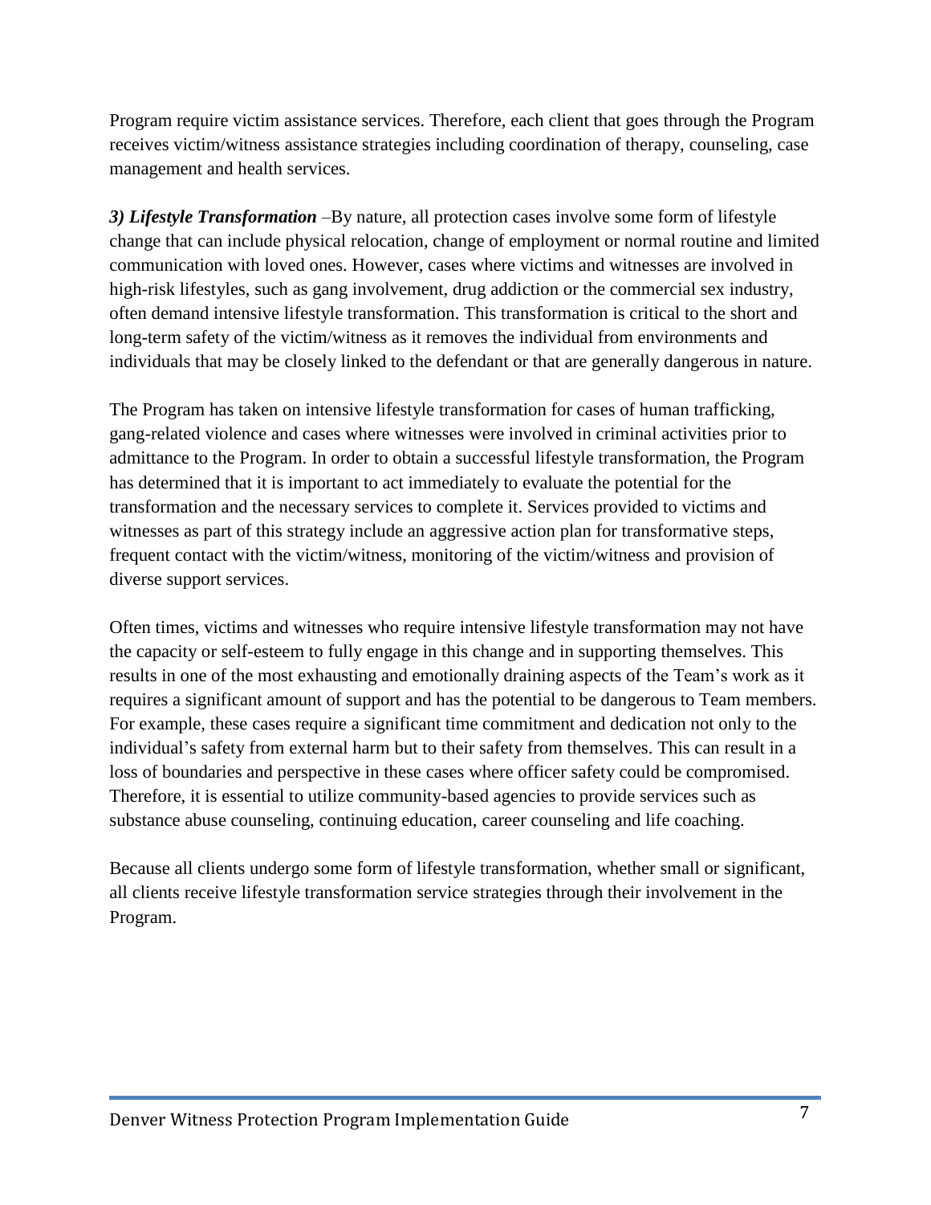Program require victim assistance services. Therefore, each client that goes through the Program receives victim/witness assistance strategies including coordination of therapy, counseling, case management and health services.

***3) Lifestyle Transformation*** –By nature, all protection cases involve some form of lifestyle change that can include physical relocation, change of employment or normal routine and limited communication with loved ones. However, cases where victims and witnesses are involved in high-risk lifestyles, such as gang involvement, drug addiction or the commercial sex industry, often demand intensive lifestyle transformation. This transformation is critical to the short and long-term safety of the victim/witness as it removes the individual from environments and individuals that may be closely linked to the defendant or that are generally dangerous in nature.

The Program has taken on intensive lifestyle transformation for cases of human trafficking, gang-related violence and cases where witnesses were involved in criminal activities prior to admittance to the Program. In order to obtain a successful lifestyle transformation, the Program has determined that it is important to act immediately to evaluate the potential for the transformation and the necessary services to complete it. Services provided to victims and witnesses as part of this strategy include an aggressive action plan for transformative steps, frequent contact with the victim/witness, monitoring of the victim/witness and provision of diverse support services.

Often times, victims and witnesses who require intensive lifestyle transformation may not have the capacity or self-esteem to fully engage in this change and in supporting themselves. This results in one of the most exhausting and emotionally draining aspects of the Team's work as it requires a significant amount of support and has the potential to be dangerous to Team members. For example, these cases require a significant time commitment and dedication not only to the individual's safety from external harm but to their safety from themselves. This can result in a loss of boundaries and perspective in these cases where officer safety could be compromised. Therefore, it is essential to utilize community-based agencies to provide services such as substance abuse counseling, continuing education, career counseling and life coaching.

Because all clients undergo some form of lifestyle transformation, whether small or significant, all clients receive lifestyle transformation service strategies through their involvement in the Program.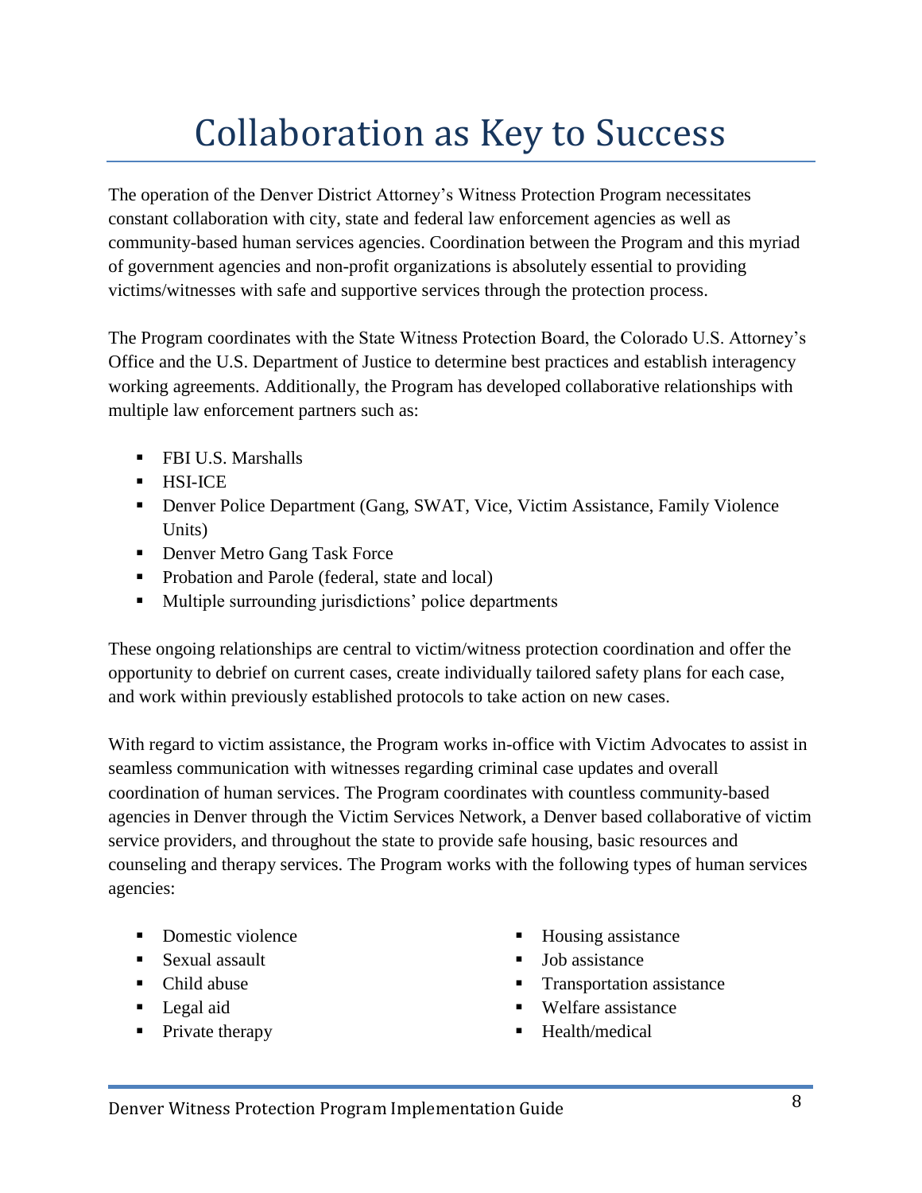# Collaboration as Key to Success

The operation of the Denver District Attorney's Witness Protection Program necessitates constant collaboration with city, state and federal law enforcement agencies as well as community-based human services agencies. Coordination between the Program and this myriad of government agencies and non-profit organizations is absolutely essential to providing victims/witnesses with safe and supportive services through the protection process.

The Program coordinates with the State Witness Protection Board, the Colorado U.S. Attorney's Office and the U.S. Department of Justice to determine best practices and establish interagency working agreements. Additionally, the Program has developed collaborative relationships with multiple law enforcement partners such as:

- FBI U.S. Marshalls
- HSI-ICE
- Denver Police Department (Gang, SWAT, Vice, Victim Assistance, Family Violence Units)
- Denver Metro Gang Task Force
- Probation and Parole (federal, state and local)
- Multiple surrounding jurisdictions' police departments

These ongoing relationships are central to victim/witness protection coordination and offer the opportunity to debrief on current cases, create individually tailored safety plans for each case, and work within previously established protocols to take action on new cases.

With regard to victim assistance, the Program works in-office with Victim Advocates to assist in seamless communication with witnesses regarding criminal case updates and overall coordination of human services. The Program coordinates with countless community-based agencies in Denver through the Victim Services Network, a Denver based collaborative of victim service providers, and throughout the state to provide safe housing, basic resources and counseling and therapy services. The Program works with the following types of human services agencies:

- Domestic violence
- Sexual assault
- Child abuse
- Legal aid
- Private therapy
- Housing assistance
- Job assistance
- Transportation assistance
- Welfare assistance
- Health/medical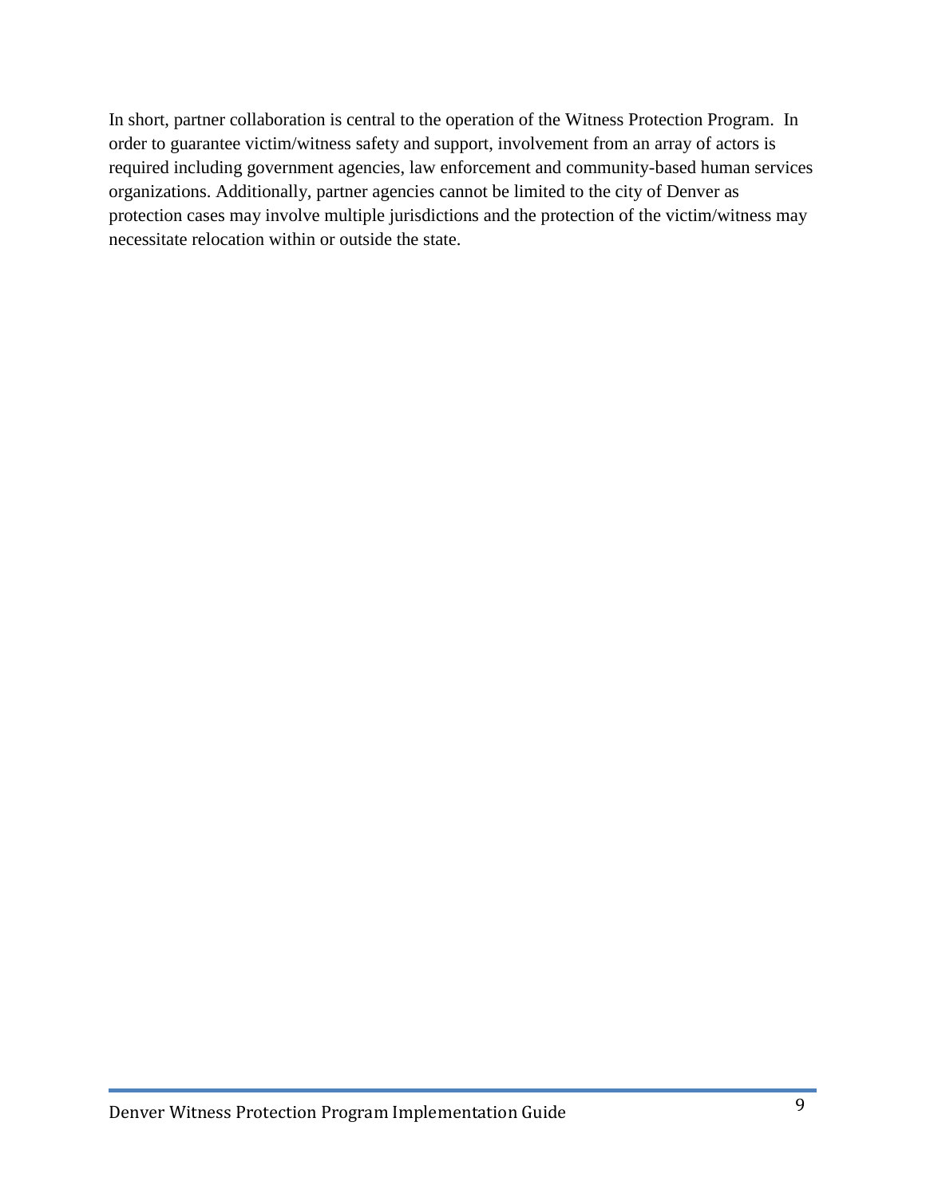In short, partner collaboration is central to the operation of the Witness Protection Program. In order to guarantee victim/witness safety and support, involvement from an array of actors is required including government agencies, law enforcement and community-based human services organizations. Additionally, partner agencies cannot be limited to the city of Denver as protection cases may involve multiple jurisdictions and the protection of the victim/witness may necessitate relocation within or outside the state.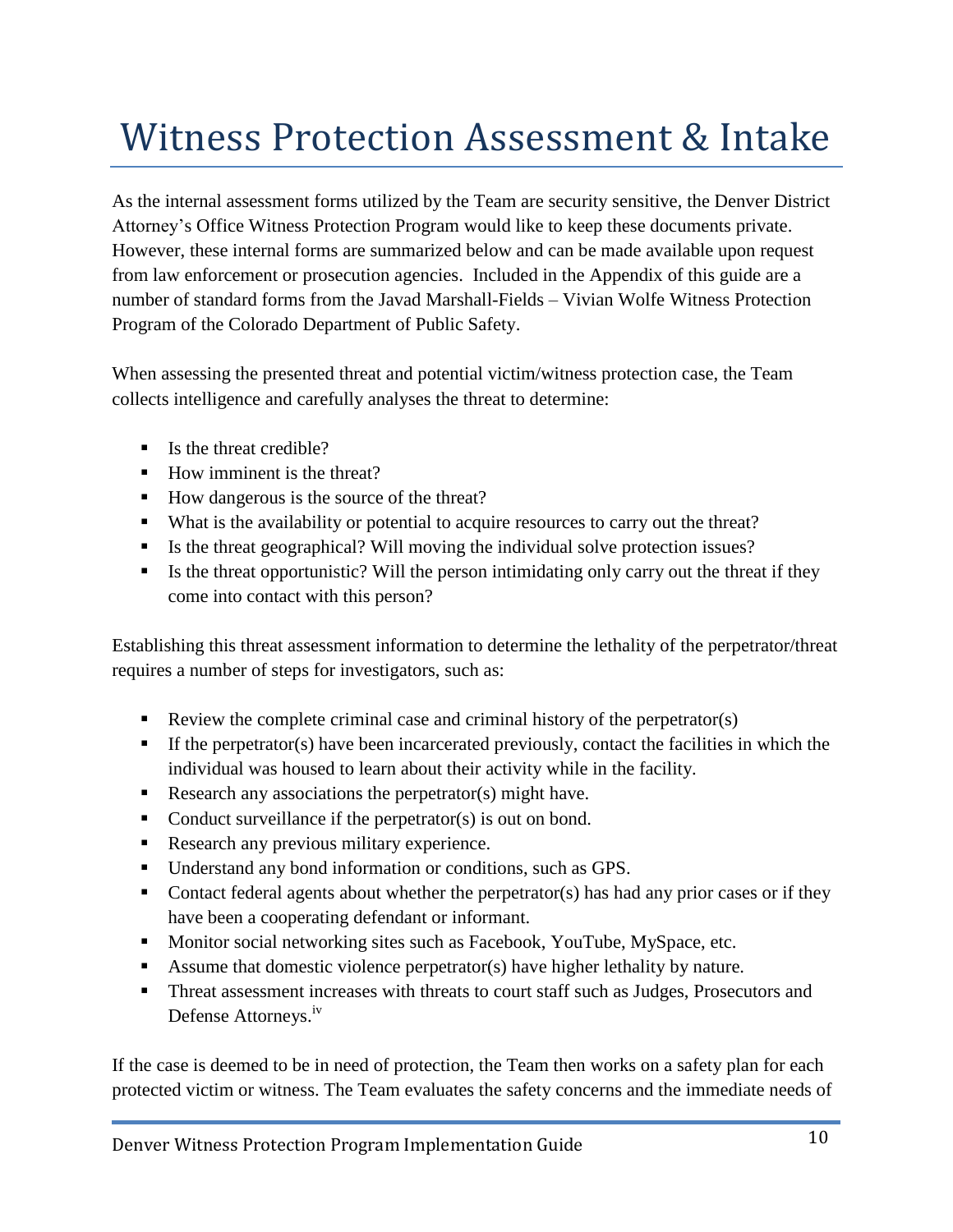# Witness Protection Assessment & Intake

As the internal assessment forms utilized by the Team are security sensitive, the Denver District Attorney's Office Witness Protection Program would like to keep these documents private. However, these internal forms are summarized below and can be made available upon request from law enforcement or prosecution agencies. Included in the Appendix of this guide are a number of standard forms from the Javad Marshall-Fields – Vivian Wolfe Witness Protection Program of the Colorado Department of Public Safety.

When assessing the presented threat and potential victim/witness protection case, the Team collects intelligence and carefully analyses the threat to determine:

- Is the threat credible?
- How imminent is the threat?
- How dangerous is the source of the threat?
- What is the availability or potential to acquire resources to carry out the threat?
- Is the threat geographical? Will moving the individual solve protection issues?
- Is the threat opportunistic? Will the person intimidating only carry out the threat if they come into contact with this person?

Establishing this threat assessment information to determine the lethality of the perpetrator/threat requires a number of steps for investigators, such as:

- Review the complete criminal case and criminal history of the perpetrator(s)
- If the perpetrator(s) have been incarcerated previously, contact the facilities in which the individual was housed to learn about their activity while in the facility.
- Research any associations the perpetrator(s) might have.
- Conduct surveillance if the perpetrator(s) is out on bond.
- Research any previous military experience.
- Understand any bond information or conditions, such as GPS.
- Contact federal agents about whether the perpetrator(s) has had any prior cases or if they have been a cooperating defendant or informant.
- Monitor social networking sites such as Facebook, YouTube, MySpace, etc.
- Assume that domestic violence perpetrator(s) have higher lethality by nature.
- Threat assessment increases with threats to court staff such as Judges, Prosecutors and Defense Attorneys.[iv]

If the case is deemed to be in need of protection, the Team then works on a safety plan for each protected victim or witness. The Team evaluates the safety concerns and the immediate needs of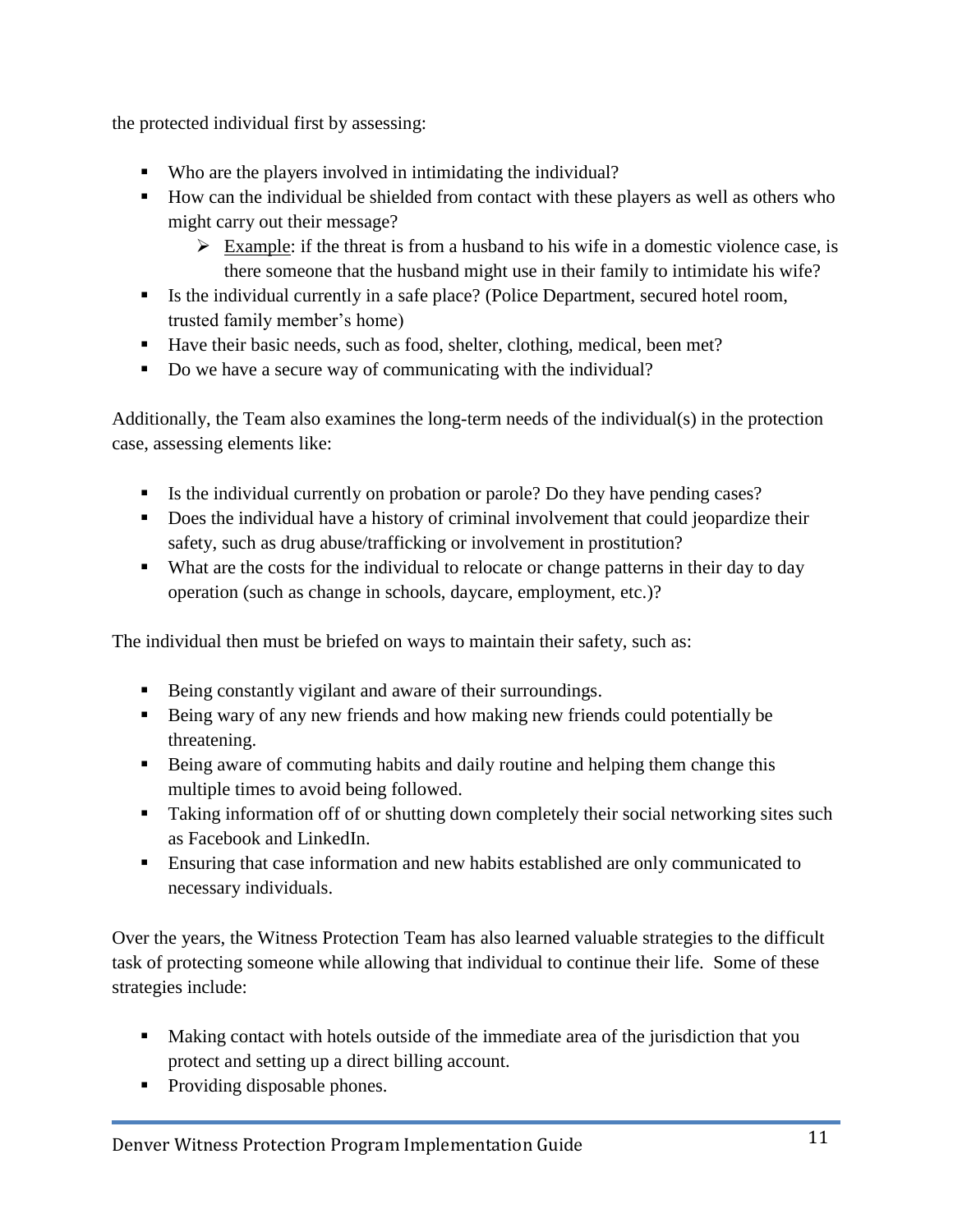the protected individual first by assessing:

- Who are the players involved in intimidating the individual?
- How can the individual be shielded from contact with these players as well as others who might carry out their message?
  - Example: if the threat is from a husband to his wife in a domestic violence case, is there someone that the husband might use in their family to intimidate his wife?
- Is the individual currently in a safe place? (Police Department, secured hotel room, trusted family member's home)
- Have their basic needs, such as food, shelter, clothing, medical, been met?
- Do we have a secure way of communicating with the individual?

Additionally, the Team also examines the long-term needs of the individual(s) in the protection case, assessing elements like:

- Is the individual currently on probation or parole? Do they have pending cases?
- Does the individual have a history of criminal involvement that could jeopardize their safety, such as drug abuse/trafficking or involvement in prostitution?
- What are the costs for the individual to relocate or change patterns in their day to day operation (such as change in schools, daycare, employment, etc.)?

The individual then must be briefed on ways to maintain their safety, such as:

- Being constantly vigilant and aware of their surroundings.
- Being wary of any new friends and how making new friends could potentially be threatening.
- Being aware of commuting habits and daily routine and helping them change this multiple times to avoid being followed.
- Taking information off of or shutting down completely their social networking sites such as Facebook and LinkedIn.
- Ensuring that case information and new habits established are only communicated to necessary individuals.

Over the years, the Witness Protection Team has also learned valuable strategies to the difficult task of protecting someone while allowing that individual to continue their life. Some of these strategies include:

- Making contact with hotels outside of the immediate area of the jurisdiction that you protect and setting up a direct billing account.
- Providing disposable phones.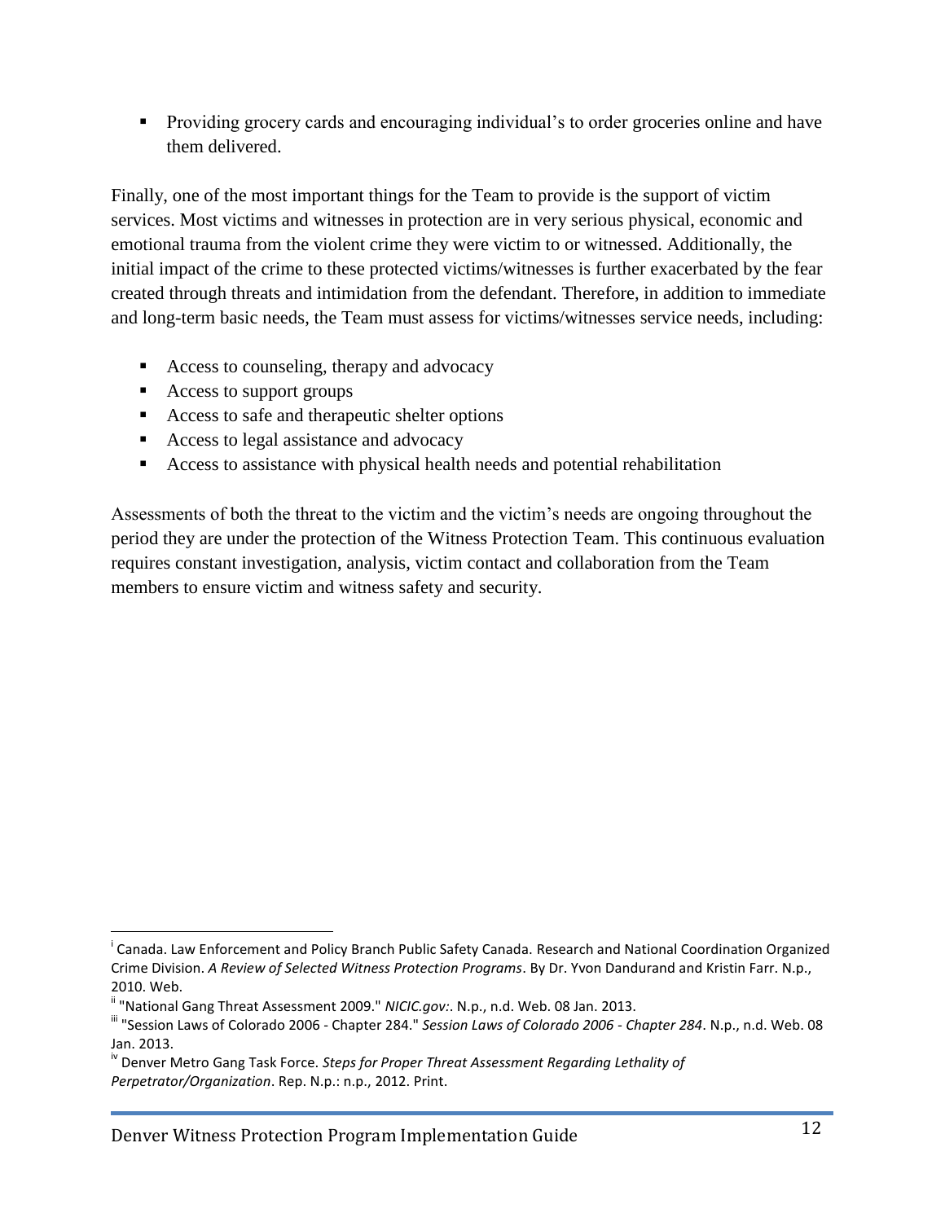- Providing grocery cards and encouraging individual's to order groceries online and have them delivered.

Finally, one of the most important things for the Team to provide is the support of victim services. Most victims and witnesses in protection are in very serious physical, economic and emotional trauma from the violent crime they were victim to or witnessed. Additionally, the initial impact of the crime to these protected victims/witnesses is further exacerbated by the fear created through threats and intimidation from the defendant. Therefore, in addition to immediate and long-term basic needs, the Team must assess for victims/witnesses service needs, including:

- Access to counseling, therapy and advocacy
- Access to support groups
- Access to safe and therapeutic shelter options
- Access to legal assistance and advocacy
- Access to assistance with physical health needs and potential rehabilitation

Assessments of both the threat to the victim and the victim's needs are ongoing throughout the period they are under the protection of the Witness Protection Team. This continuous evaluation requires constant investigation, analysis, victim contact and collaboration from the Team members to ensure victim and witness safety and security.

---

[i] Canada. Law Enforcement and Policy Branch Public Safety Canada. Research and National Coordination Organized Crime Division. *A Review of Selected Witness Protection Programs*. By Dr. Yvon Dandurand and Kristin Farr. N.p., 2010. Web.

[ii] "National Gang Threat Assessment 2009." *NICIC.gov:*. N.p., n.d. Web. 08 Jan. 2013.

[iii] "Session Laws of Colorado 2006 - Chapter 284." *Session Laws of Colorado 2006 - Chapter 284*. N.p., n.d. Web. 08 Jan. 2013.

[iv] Denver Metro Gang Task Force. *Steps for Proper Threat Assessment Regarding Lethality of Perpetrator/Organization*. Rep. N.p.: n.p., 2012. Print.